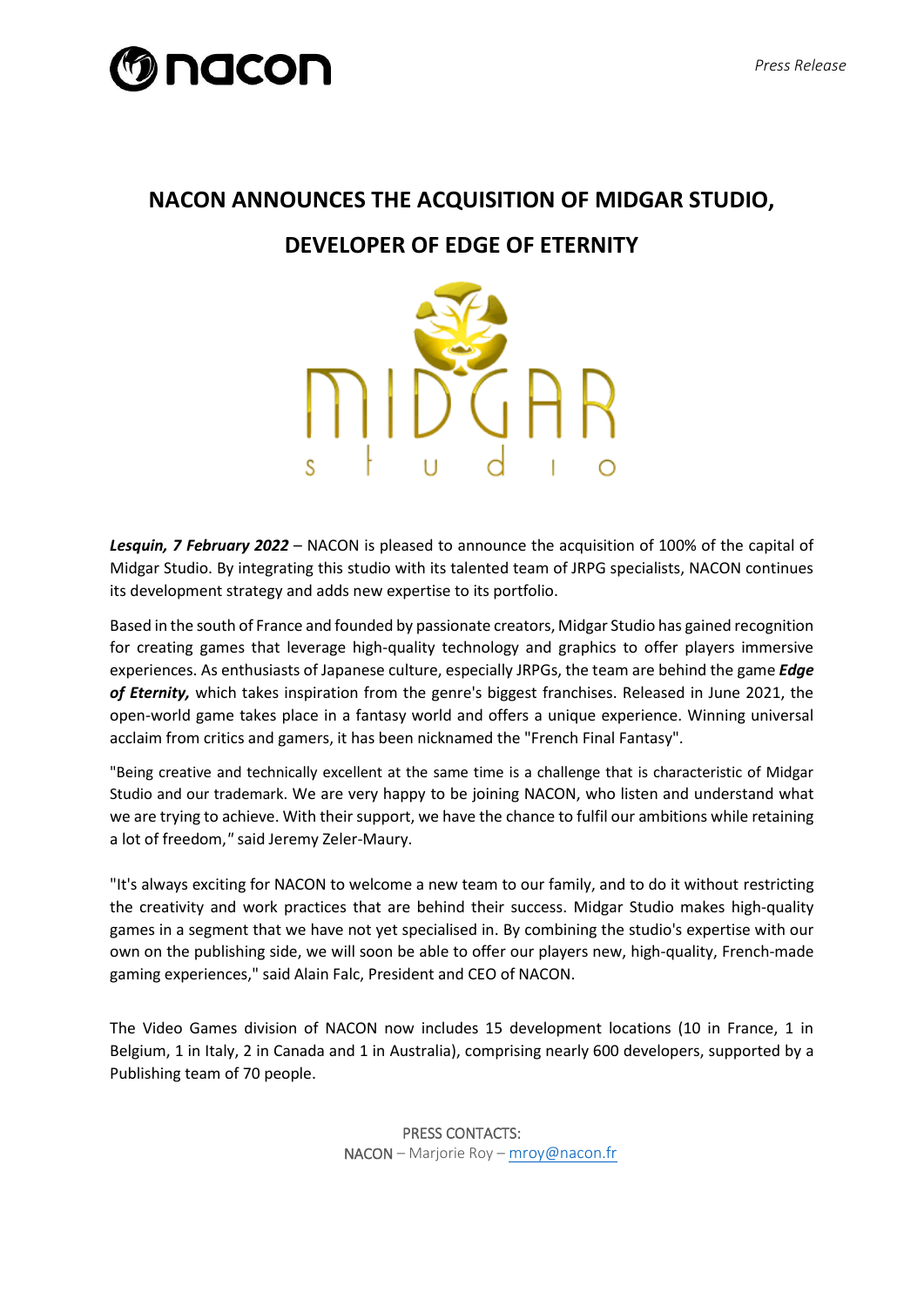Press Release

# NACON ANNOUNCES THE ACQUISITION OF MIDGAR STUDIO, DEVELOPER OF EDGE OF ETERNITY

***Lesquin, 7 February 2022*** – NACON is pleased to announce the acquisition of 100% of the capital of Midgar Studio. By integrating this studio with its talented team of JRPG specialists, NACON continues its development strategy and adds new expertise to its portfolio.

Based in the south of France and founded by passionate creators, Midgar Studio has gained recognition for creating games that leverage high-quality technology and graphics to offer players immersive experiences. As enthusiasts of Japanese culture, especially JRPGs, the team are behind the game ***Edge of Eternity,*** which takes inspiration from the genre's biggest franchises. Released in June 2021, the open-world game takes place in a fantasy world and offers a unique experience. Winning universal acclaim from critics and gamers, it has been nicknamed the "French Final Fantasy".

"Being creative and technically excellent at the same time is a challenge that is characteristic of Midgar Studio and our trademark. We are very happy to be joining NACON, who listen and understand what we are trying to achieve. With their support, we have the chance to fulfil our ambitions while retaining a lot of freedom," said Jeremy Zeler-Maury.

"It's always exciting for NACON to welcome a new team to our family, and to do it without restricting the creativity and work practices that are behind their success. Midgar Studio makes high-quality games in a segment that we have not yet specialised in. By combining the studio's expertise with our own on the publishing side, we will soon be able to offer our players new, high-quality, French-made gaming experiences," said Alain Falc, President and CEO of NACON.

The Video Games division of NACON now includes 15 development locations (10 in France, 1 in Belgium, 1 in Italy, 2 in Canada and 1 in Australia), comprising nearly 600 developers, supported by a Publishing team of 70 people.

PRESS CONTACTS:
NACON – Marjorie Roy – mroy@nacon.fr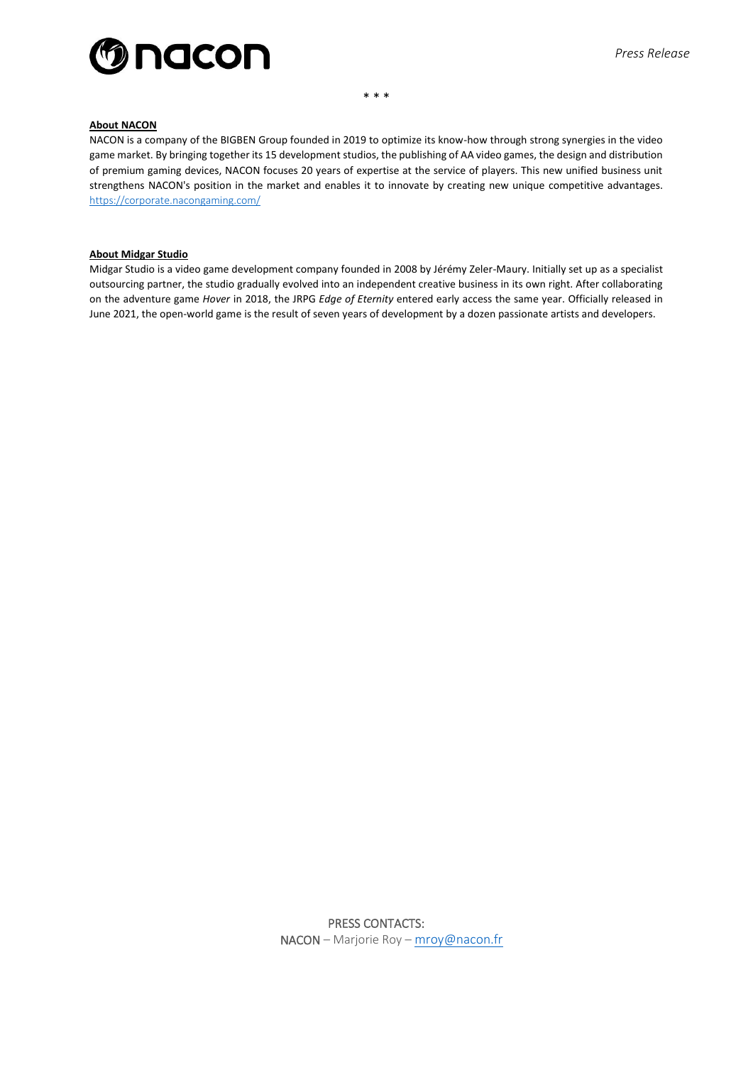\* \* \*

**About NACON**

NACON is a company of the BIGBEN Group founded in 2019 to optimize its know-how through strong synergies in the video game market. By bringing together its 15 development studios, the publishing of AA video games, the design and distribution of premium gaming devices, NACON focuses 20 years of expertise at the service of players. This new unified business unit strengthens NACON's position in the market and enables it to innovate by creating new unique competitive advantages. https://corporate.nacongaming.com/

**About Midgar Studio**

Midgar Studio is a video game development company founded in 2008 by Jérémy Zeler-Maury. Initially set up as a specialist outsourcing partner, the studio gradually evolved into an independent creative business in its own right. After collaborating on the adventure game *Hover* in 2018, the JRPG *Edge of Eternity* entered early access the same year. Officially released in June 2021, the open-world game is the result of seven years of development by a dozen passionate artists and developers.

PRESS CONTACTS:
NACON – Marjorie Roy – mroy@nacon.fr